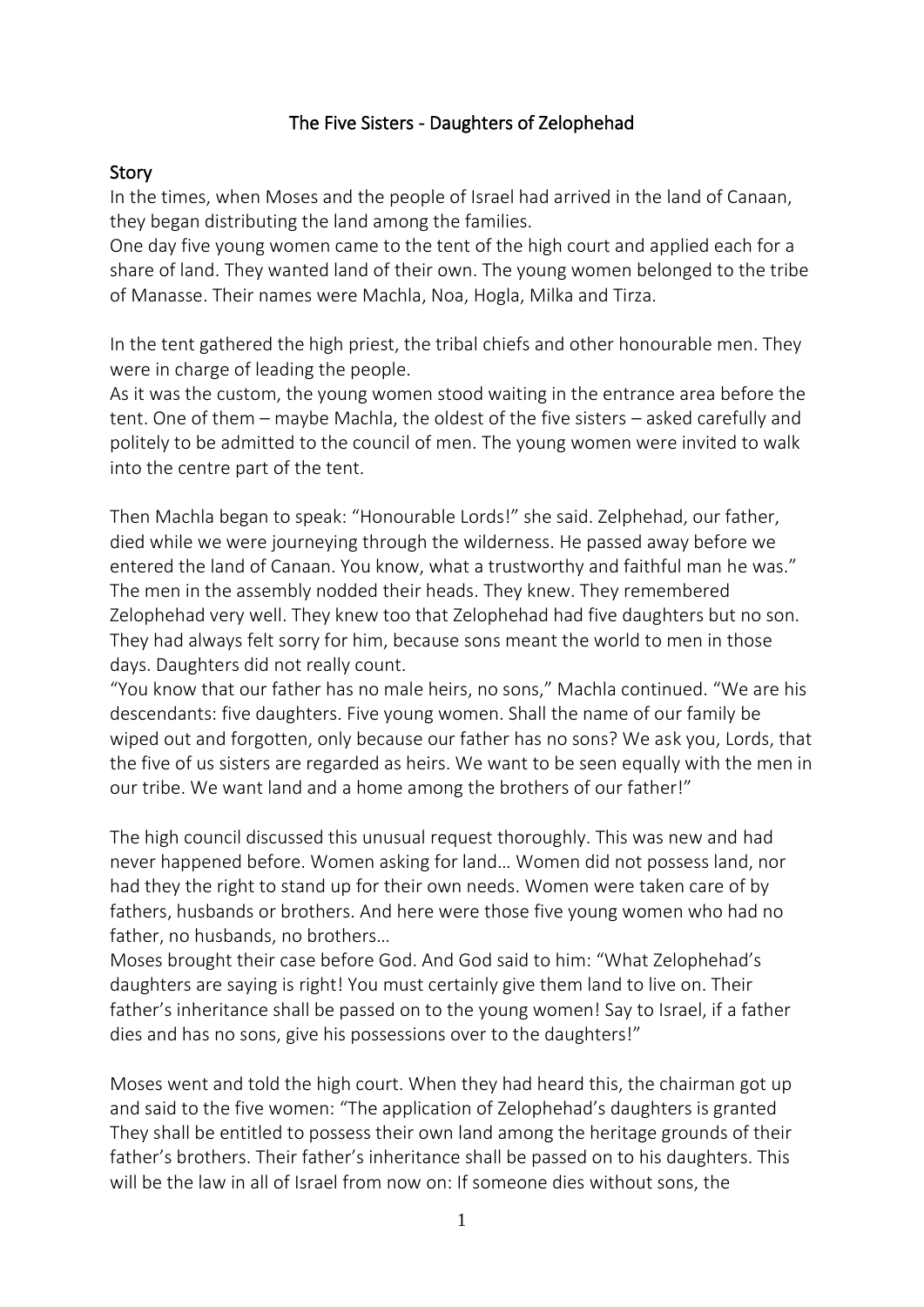# The Five Sisters - Daughters of Zelophehad

## Story

In the times, when Moses and the people of Israel had arrived in the land of Canaan, they began distributing the land among the families.
One day five young women came to the tent of the high court and applied each for a share of land. They wanted land of their own. The young women belonged to the tribe of Manasse. Their names were Machla, Noa, Hogla, Milka and Tirza.

In the tent gathered the high priest, the tribal chiefs and other honourable men. They were in charge of leading the people.
As it was the custom, the young women stood waiting in the entrance area before the tent. One of them – maybe Machla, the oldest of the five sisters – asked carefully and politely to be admitted to the council of men. The young women were invited to walk into the centre part of the tent.

Then Machla began to speak: "Honourable Lords!" she said. Zelphehad, our father, died while we were journeying through the wilderness. He passed away before we entered the land of Canaan. You know, what a trustworthy and faithful man he was." The men in the assembly nodded their heads. They knew. They remembered Zelophehad very well. They knew too that Zelophehad had five daughters but no son. They had always felt sorry for him, because sons meant the world to men in those days. Daughters did not really count.
"You know that our father has no male heirs, no sons," Machla continued. "We are his descendants: five daughters. Five young women. Shall the name of our family be wiped out and forgotten, only because our father has no sons? We ask you, Lords, that the five of us sisters are regarded as heirs. We want to be seen equally with the men in our tribe. We want land and a home among the brothers of our father!"

The high council discussed this unusual request thoroughly. This was new and had never happened before. Women asking for land… Women did not possess land, nor had they the right to stand up for their own needs. Women were taken care of by fathers, husbands or brothers. And here were those five young women who had no father, no husbands, no brothers…
Moses brought their case before God. And God said to him: "What Zelophehad's daughters are saying is right! You must certainly give them land to live on. Their father's inheritance shall be passed on to the young women! Say to Israel, if a father dies and has no sons, give his possessions over to the daughters!"

Moses went and told the high court. When they had heard this, the chairman got up and said to the five women: "The application of Zelophehad's daughters is granted They shall be entitled to possess their own land among the heritage grounds of their father's brothers. Their father's inheritance shall be passed on to his daughters. This will be the law in all of Israel from now on: If someone dies without sons, the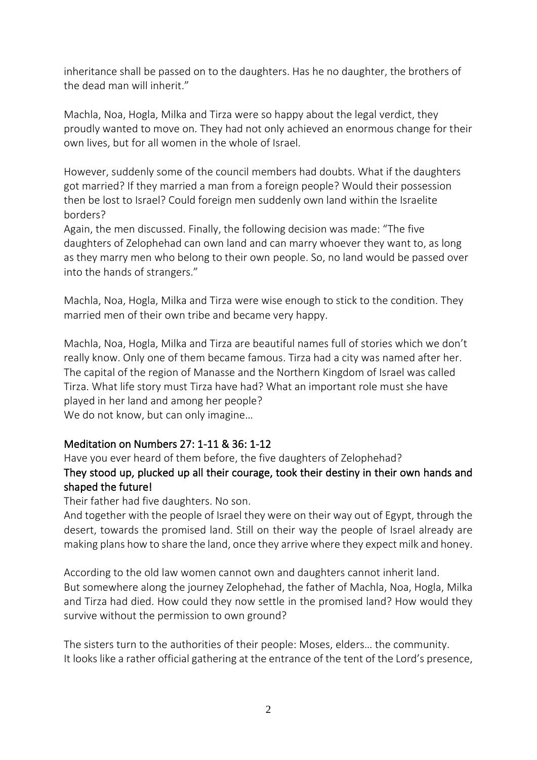inheritance shall be passed on to the daughters. Has he no daughter, the brothers of the dead man will inherit."

Machla, Noa, Hogla, Milka and Tirza were so happy about the legal verdict, they proudly wanted to move on. They had not only achieved an enormous change for their own lives, but for all women in the whole of Israel.

However, suddenly some of the council members had doubts. What if the daughters got married? If they married a man from a foreign people? Would their possession then be lost to Israel? Could foreign men suddenly own land within the Israelite borders?
Again, the men discussed. Finally, the following decision was made: "The five daughters of Zelophehad can own land and can marry whoever they want to, as long as they marry men who belong to their own people. So, no land would be passed over into the hands of strangers."

Machla, Noa, Hogla, Milka and Tirza were wise enough to stick to the condition. They married men of their own tribe and became very happy.

Machla, Noa, Hogla, Milka and Tirza are beautiful names full of stories which we don't really know. Only one of them became famous. Tirza had a city was named after her. The capital of the region of Manasse and the Northern Kingdom of Israel was called Tirza. What life story must Tirza have had? What an important role must she have played in her land and among her people?
We do not know, but can only imagine…

## Meditation on Numbers 27: 1-11 & 36: 1-12

Have you ever heard of them before, the five daughters of Zelophehad?
**They stood up, plucked up all their courage, took their destiny in their own hands and shaped the future!**
Their father had five daughters. No son.
And together with the people of Israel they were on their way out of Egypt, through the desert, towards the promised land. Still on their way the people of Israel already are making plans how to share the land, once they arrive where they expect milk and honey.

According to the old law women cannot own and daughters cannot inherit land.
But somewhere along the journey Zelophehad, the father of Machla, Noa, Hogla, Milka and Tirza had died. How could they now settle in the promised land? How would they survive without the permission to own ground?

The sisters turn to the authorities of their people: Moses, elders… the community.
It looks like a rather official gathering at the entrance of the tent of the Lord's presence,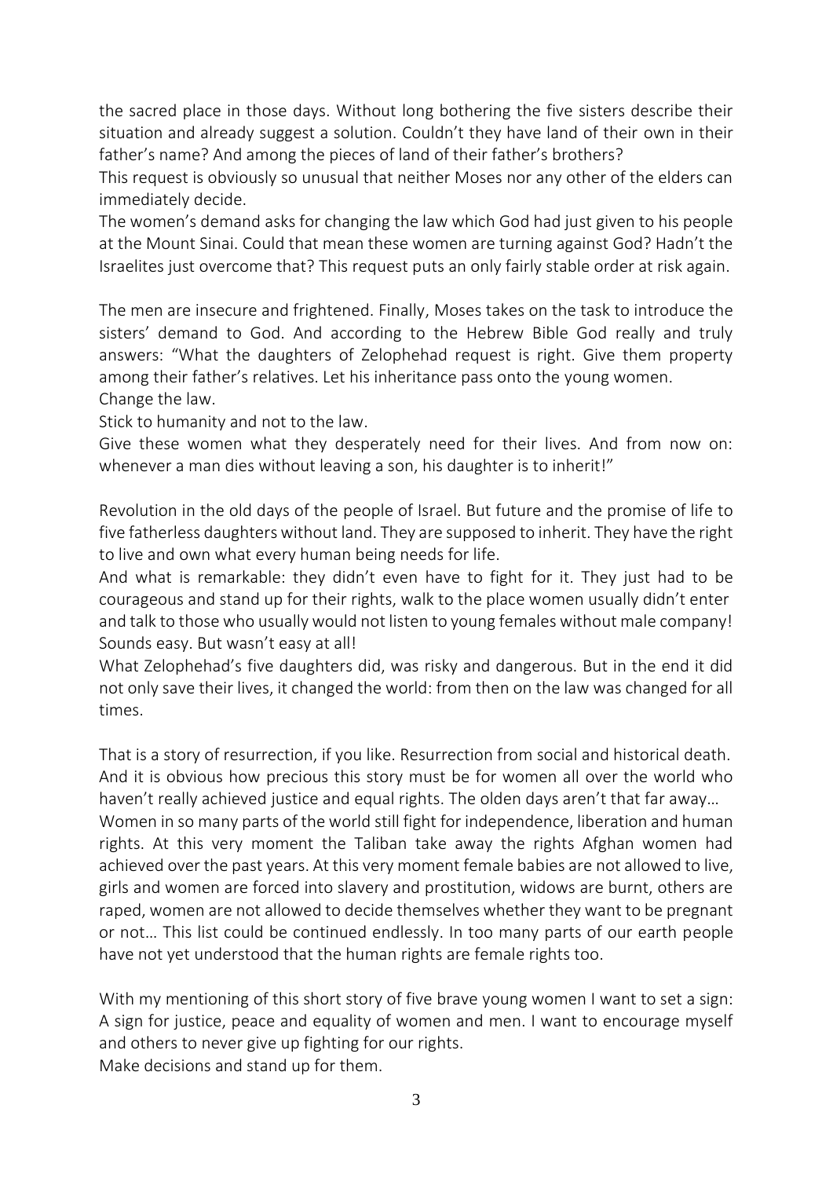the sacred place in those days. Without long bothering the five sisters describe their situation and already suggest a solution. Couldn't they have land of their own in their father's name? And among the pieces of land of their father's brothers?
This request is obviously so unusual that neither Moses nor any other of the elders can immediately decide.
The women's demand asks for changing the law which God had just given to his people at the Mount Sinai. Could that mean these women are turning against God? Hadn't the Israelites just overcome that? This request puts an only fairly stable order at risk again.

The men are insecure and frightened. Finally, Moses takes on the task to introduce the sisters' demand to God. And according to the Hebrew Bible God really and truly answers: "What the daughters of Zelophehad request is right. Give them property among their father's relatives. Let his inheritance pass onto the young women.
Change the law.
Stick to humanity and not to the law.
Give these women what they desperately need for their lives. And from now on: whenever a man dies without leaving a son, his daughter is to inherit!"

Revolution in the old days of the people of Israel. But future and the promise of life to five fatherless daughters without land. They are supposed to inherit. They have the right to live and own what every human being needs for life.
And what is remarkable: they didn't even have to fight for it. They just had to be courageous and stand up for their rights, walk to the place women usually didn't enter and talk to those who usually would not listen to young females without male company! Sounds easy. But wasn't easy at all!
What Zelophehad's five daughters did, was risky and dangerous. But in the end it did not only save their lives, it changed the world: from then on the law was changed for all times.

That is a story of resurrection, if you like. Resurrection from social and historical death. And it is obvious how precious this story must be for women all over the world who haven't really achieved justice and equal rights. The olden days aren't that far away…
Women in so many parts of the world still fight for independence, liberation and human rights. At this very moment the Taliban take away the rights Afghan women had achieved over the past years. At this very moment female babies are not allowed to live, girls and women are forced into slavery and prostitution, widows are burnt, others are raped, women are not allowed to decide themselves whether they want to be pregnant or not… This list could be continued endlessly. In too many parts of our earth people have not yet understood that the human rights are female rights too.

With my mentioning of this short story of five brave young women I want to set a sign: A sign for justice, peace and equality of women and men. I want to encourage myself and others to never give up fighting for our rights.
Make decisions and stand up for them.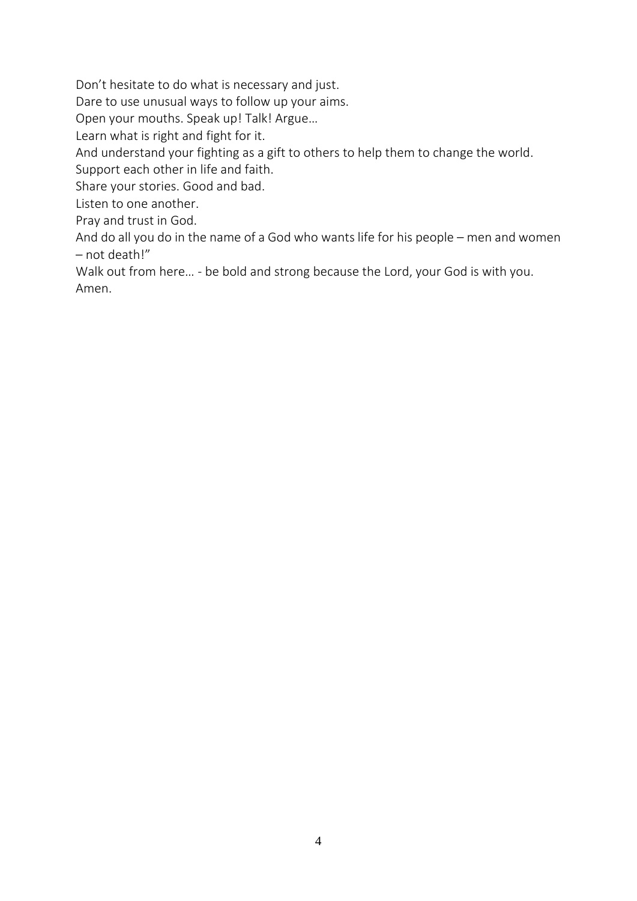Don’t hesitate to do what is necessary and just.
Dare to use unusual ways to follow up your aims.
Open your mouths. Speak up! Talk! Argue…
Learn what is right and fight for it.
And understand your fighting as a gift to others to help them to change the world.
Support each other in life and faith.
Share your stories. Good and bad.
Listen to one another.
Pray and trust in God.
And do all you do in the name of a God who wants life for his people – men and women – not death!”
Walk out from here… - be bold and strong because the Lord, your God is with you.
Amen.